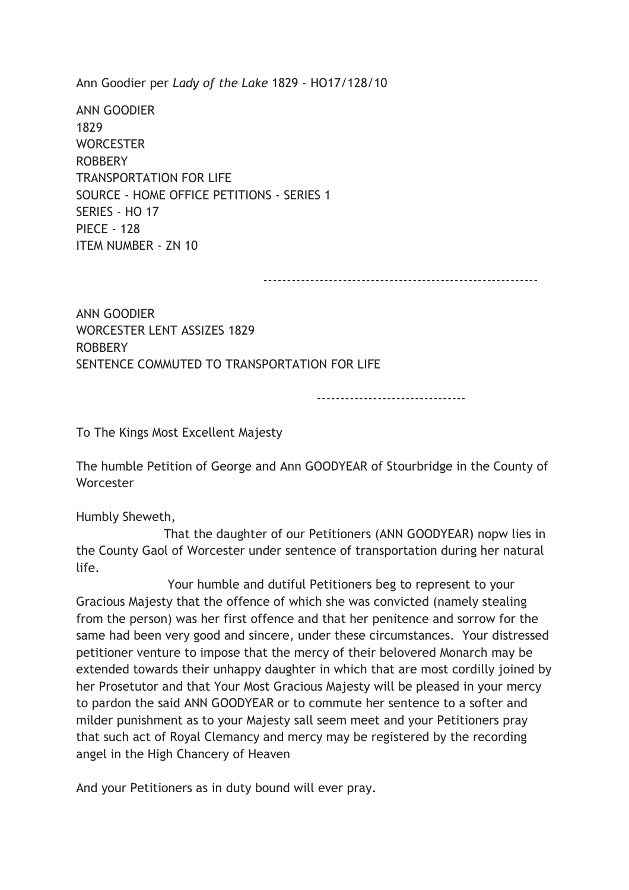Ann Goodier per *Lady of the Lake* 1829 - HO17/128/10

ANN GOODIER
1829
WORCESTER
ROBBERY
TRANSPORTATION FOR LIFE
SOURCE - HOME OFFICE PETITIONS - SERIES 1
SERIES - HO 17
PIECE - 128
ITEM NUMBER - ZN 10

---

ANN GOODIER
WORCESTER LENT ASSIZES 1829
ROBBERY
SENTENCE COMMUTED TO TRANSPORTATION FOR LIFE

---

To The Kings Most Excellent Majesty

The humble Petition of George and Ann GOODYEAR of Stourbridge in the County of Worcester

Humbly Sheweth,

That the daughter of our Petitioners (ANN GOODYEAR) nopw lies in the County Gaol of Worcester under sentence of transportation during her natural life.

Your humble and dutiful Petitioners beg to represent to your Gracious Majesty that the offence of which she was convicted (namely stealing from the person) was her first offence and that her penitence and sorrow for the same had been very good and sincere, under these circumstances. Your distressed petitioner venture to impose that the mercy of their belovered Monarch may be extended towards their unhappy daughter in which that are most cordilly joined by her Prosetutor and that Your Most Gracious Majesty will be pleased in your mercy to pardon the said ANN GOODYEAR or to commute her sentence to a softer and milder punishment as to your Majesty sall seem meet and your Petitioners pray that such act of Royal Clemancy and mercy may be registered by the recording angel in the High Chancery of Heaven

And your Petitioners as in duty bound will ever pray.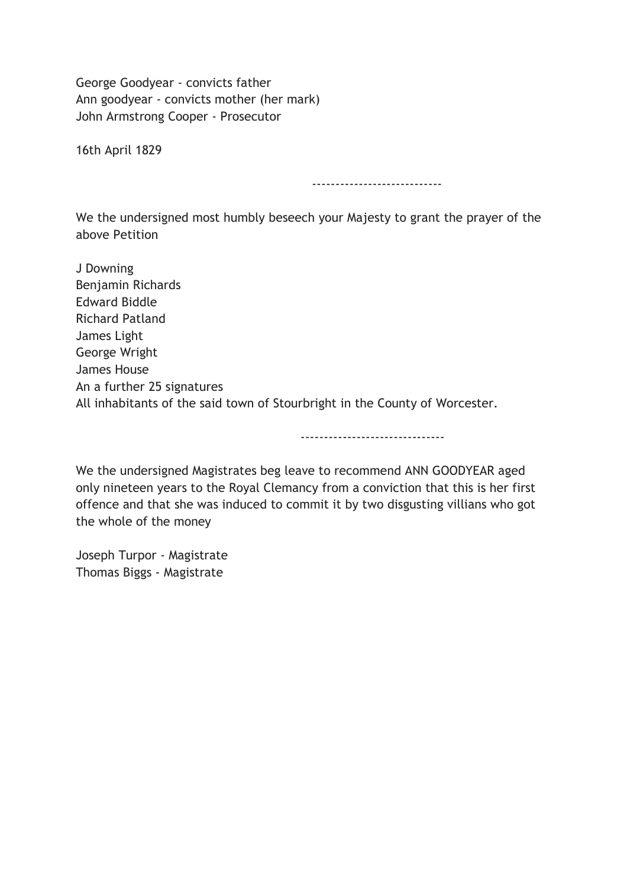George Goodyear - convicts father
Ann goodyear - convicts mother (her mark)
John Armstrong Cooper - Prosecutor

16th April 1829

---

We the undersigned most humbly beseech your Majesty to grant the prayer of the above Petition

J Downing
Benjamin Richards
Edward Biddle
Richard Patland
James Light
George Wright
James House
An a further 25 signatures
All inhabitants of the said town of Stourbright in the County of Worcester.

---

We the undersigned Magistrates beg leave to recommend ANN GOODYEAR aged only nineteen years to the Royal Clemancy from a conviction that this is her first offence and that she was induced to commit it by two disgusting villians who got the whole of the money

Joseph Turpor - Magistrate
Thomas Biggs - Magistrate